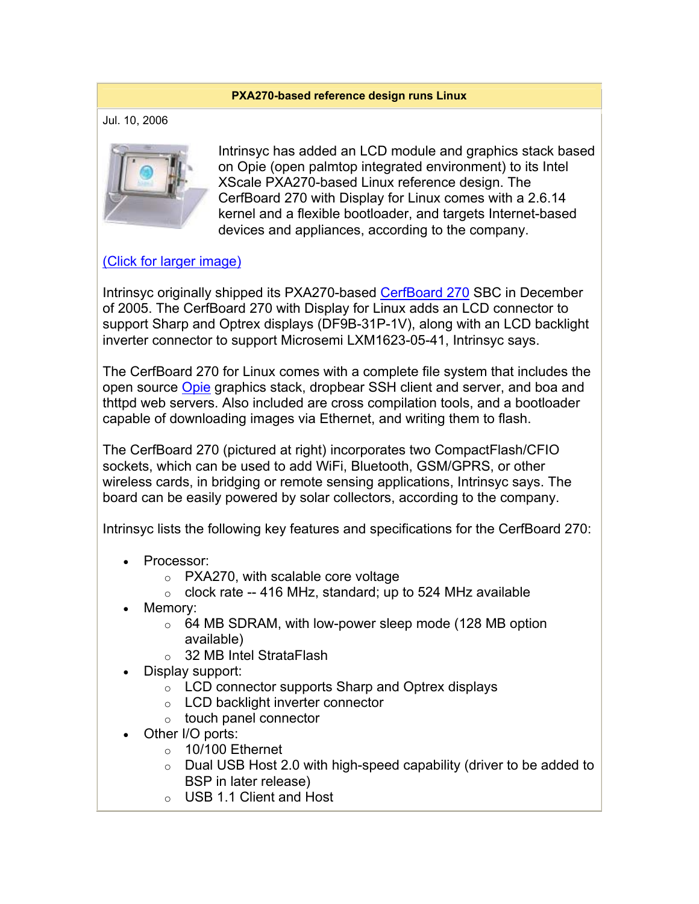**PXA270-based reference design runs Linux**

Jul. 10, 2006

Intrinsyc has added an LCD module and graphics stack based on Opie (open palmtop integrated environment) to its Intel XScale PXA270-based Linux reference design. The CerfBoard 270 with Display for Linux comes with a 2.6.14 kernel and a flexible bootloader, and targets Internet-based devices and appliances, according to the company.

(Click for larger image)

Intrinsyc originally shipped its PXA270-based CerfBoard 270 SBC in December of 2005. The CerfBoard 270 with Display for Linux adds an LCD connector to support Sharp and Optrex displays (DF9B-31P-1V), along with an LCD backlight inverter connector to support Microsemi LXM1623-05-41, Intrinsyc says.

The CerfBoard 270 for Linux comes with a complete file system that includes the open source Opie graphics stack, dropbear SSH client and server, and boa and thttpd web servers. Also included are cross compilation tools, and a bootloader capable of downloading images via Ethernet, and writing them to flash.

The CerfBoard 270 (pictured at right) incorporates two CompactFlash/CFIO sockets, which can be used to add WiFi, Bluetooth, GSM/GPRS, or other wireless cards, in bridging or remote sensing applications, Intrinsyc says. The board can be easily powered by solar collectors, according to the company.

Intrinsyc lists the following key features and specifications for the CerfBoard 270:

- Processor:
  - PXA270, with scalable core voltage
  - clock rate -- 416 MHz, standard; up to 524 MHz available
- Memory:
  - 64 MB SDRAM, with low-power sleep mode (128 MB option available)
  - 32 MB Intel StrataFlash
- Display support:
  - LCD connector supports Sharp and Optrex displays
  - LCD backlight inverter connector
  - touch panel connector
- Other I/O ports:
  - 10/100 Ethernet
  - Dual USB Host 2.0 with high-speed capability (driver to be added to BSP in later release)
  - USB 1.1 Client and Host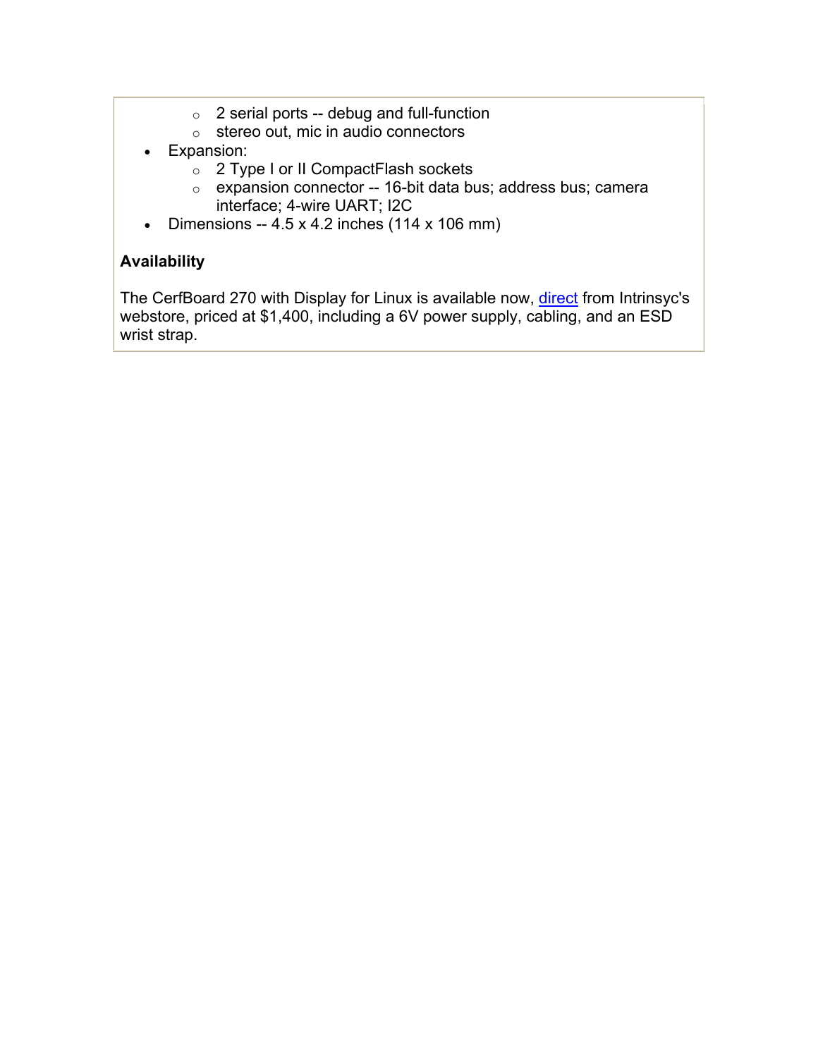- 2 serial ports -- debug and full-function
    - stereo out, mic in audio connectors
- Expansion:
    - 2 Type I or II CompactFlash sockets
    - expansion connector -- 16-bit data bus; address bus; camera interface; 4-wire UART; I2C
- Dimensions -- 4.5 x 4.2 inches (114 x 106 mm)

**Availability**

The CerfBoard 270 with Display for Linux is available now, direct from Intrinsyc's webstore, priced at $1,400, including a 6V power supply, cabling, and an ESD wrist strap.